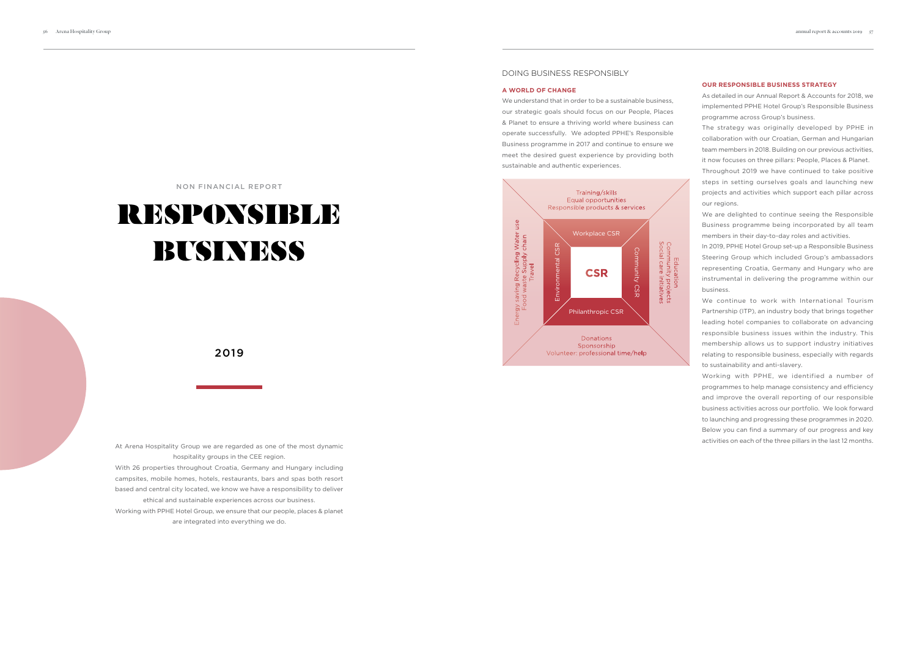NON FINANCIAL REPORT

# RESPONSIBLE BUSINESS

2019

At Arena Hospitality Group we are regarded as one of the most dynamic hospitality groups in the CEE region.

With 26 properties throughout Croatia, Germany and Hungary including campsites, mobile homes, hotels, restaurants, bars and spas both resort based and central city located, we know we have a responsibility to deliver ethical and sustainable experiences across our business.

Working with PPHE Hotel Group, we ensure that our people, places & planet are integrated into everything we do.

## DOING BUSINESS RESPONSIBLY

### A WORLD OF CHANGE

We understand that in order to be a sustainable business, our strategic goals should focus on our People, Places & Planet to ensure a thriving world where business can operate successfully. We adopted PPHE's Responsible Business programme in 2017 and continue to ensure we meet the desired guest experience by providing both sustainable and authentic experiences.

Training/skills
Equal opportunities
Responsible products & services

Workplace CSR

Environmental CSR

Energy saving Recycling Water use
Food waste Supply chain
Travel

CSR

Community CSR

Education
Community projects
Social care initiatives

Philanthropic CSR

Donations
Sponsorship
Volunteer: professional time/help

### OUR RESPONSIBLE BUSINESS STRATEGY

As detailed in our Annual Report & Accounts for 2018, we implemented PPHE Hotel Group's Responsible Business programme across Group's business.

The strategy was originally developed by PPHE in collaboration with our Croatian, German and Hungarian team members in 2018. Building on our previous activities, it now focuses on three pillars: People, Places & Planet.

Throughout 2019 we have continued to take positive steps in setting ourselves goals and launching new projects and activities which support each pillar across our regions.

We are delighted to continue seeing the Responsible Business programme being incorporated by all team members in their day-to-day roles and activities.

In 2019, PPHE Hotel Group set-up a Responsible Business Steering Group which included Group's ambassadors representing Croatia, Germany and Hungary who are instrumental in delivering the programme within our business.

We continue to work with International Tourism Partnership (ITP), an industry body that brings together leading hotel companies to collaborate on advancing responsible business issues within the industry. This membership allows us to support industry initiatives relating to responsible business, especially with regards to sustainability and anti-slavery.

Working with PPHE, we identified a number of programmes to help manage consistency and efficiency and improve the overall reporting of our responsible business activities across our portfolio. We look forward to launching and progressing these programmes in 2020. Below you can find a summary of our progress and key activities on each of the three pillars in the last 12 months.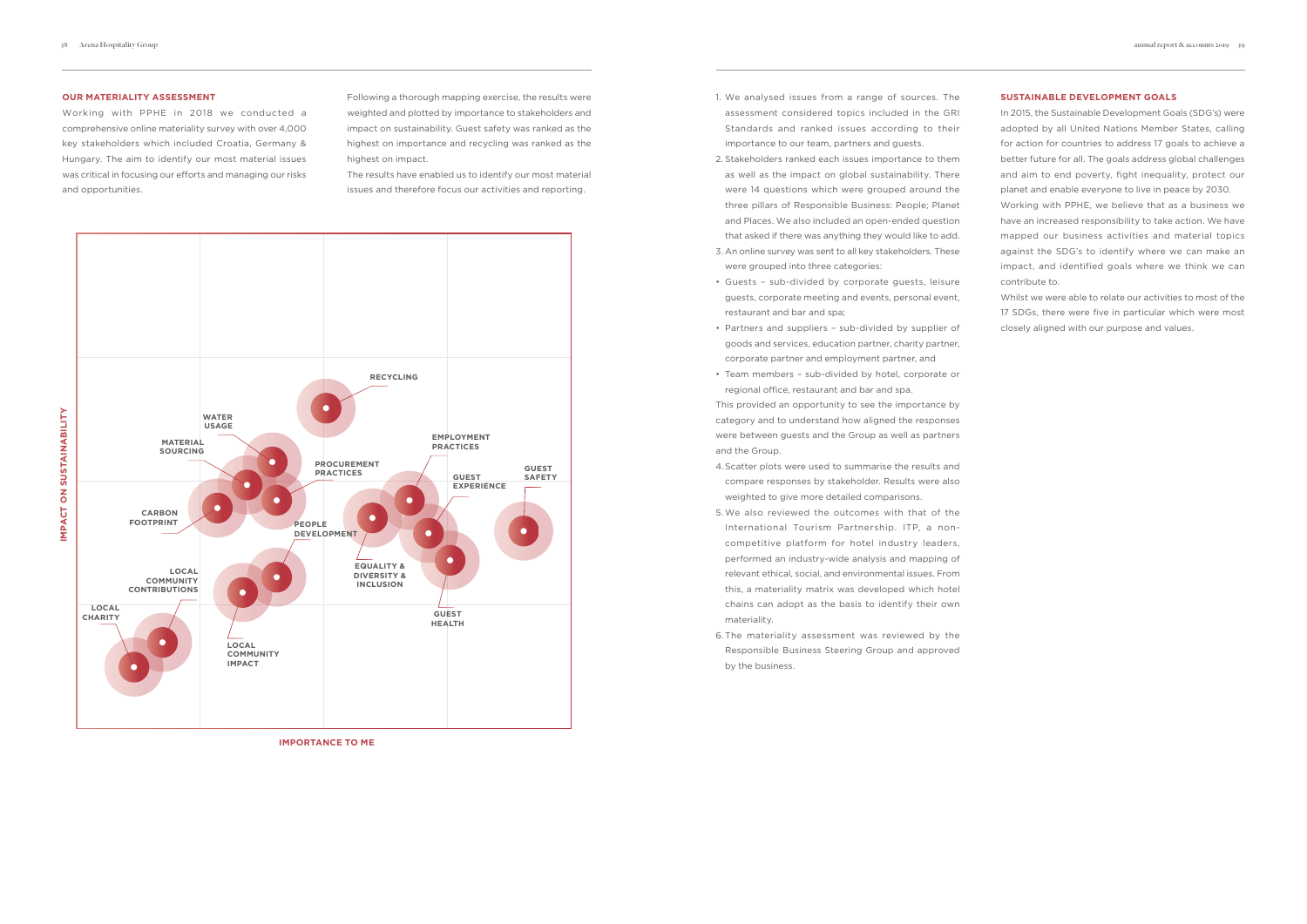## OUR MATERIALITY ASSESSMENT

Working with PPHE in 2018 we conducted a comprehensive online materiality survey with over 4,000 key stakeholders which included Croatia, Germany & Hungary. The aim to identify our most material issues was critical in focusing our efforts and managing our risks and opportunities.

Following a thorough mapping exercise, the results were weighted and plotted by importance to stakeholders and impact on sustainability. Guest safety was ranked as the highest on importance and recycling was ranked as the highest on impact.

The results have enabled us to identify our most material issues and therefore focus our activities and reporting.

IMPACT ON SUSTAINABILITY

RECYCLING

WATER USAGE

MATERIAL SOURCING

EMPLOYMENT PRACTICES

PROCUREMENT PRACTICES

GUEST EXPERIENCE

GUEST SAFETY

CARBON FOOTPRINT

PEOPLE DEVELOPMENT

LOCAL COMMUNITY CONTRIBUTIONS

EQUALITY & DIVERSITY & INCLUSION

LOCAL CHARITY

GUEST HEALTH

LOCAL COMMUNITY IMPACT

IMPORTANCE TO ME

1. We analysed issues from a range of sources. The assessment considered topics included in the GRI Standards and ranked issues according to their importance to our team, partners and guests.
2. Stakeholders ranked each issues importance to them as well as the impact on global sustainability. There were 14 questions which were grouped around the three pillars of Responsible Business: People; Planet and Places. We also included an open-ended question that asked if there was anything they would like to add.
3. An online survey was sent to all key stakeholders. These were grouped into three categories:

- Guests – sub-divided by corporate guests, leisure guests, corporate meeting and events, personal event, restaurant and bar and spa;
- Partners and suppliers – sub-divided by supplier of goods and services, education partner, charity partner, corporate partner and employment partner, and
- Team members – sub-divided by hotel, corporate or regional office, restaurant and bar and spa.

This provided an opportunity to see the importance by category and to understand how aligned the responses were between guests and the Group as well as partners and the Group.

4. Scatter plots were used to summarise the results and compare responses by stakeholder. Results were also weighted to give more detailed comparisons.
5. We also reviewed the outcomes with that of the International Tourism Partnership. ITP, a non-competitive platform for hotel industry leaders, performed an industry-wide analysis and mapping of relevant ethical, social, and environmental issues. From this, a materiality matrix was developed which hotel chains can adopt as the basis to identify their own materiality.
6. The materiality assessment was reviewed by the Responsible Business Steering Group and approved by the business.

## SUSTAINABLE DEVELOPMENT GOALS

In 2015, the Sustainable Development Goals (SDG's) were adopted by all United Nations Member States, calling for action for countries to address 17 goals to achieve a better future for all. The goals address global challenges and aim to end poverty, fight inequality, protect our planet and enable everyone to live in peace by 2030.

Working with PPHE, we believe that as a business we have an increased responsibility to take action. We have mapped our business activities and material topics against the SDG's to identify where we can make an impact, and identified goals where we think we can contribute to.

Whilst we were able to relate our activities to most of the 17 SDGs, there were five in particular which were most closely aligned with our purpose and values.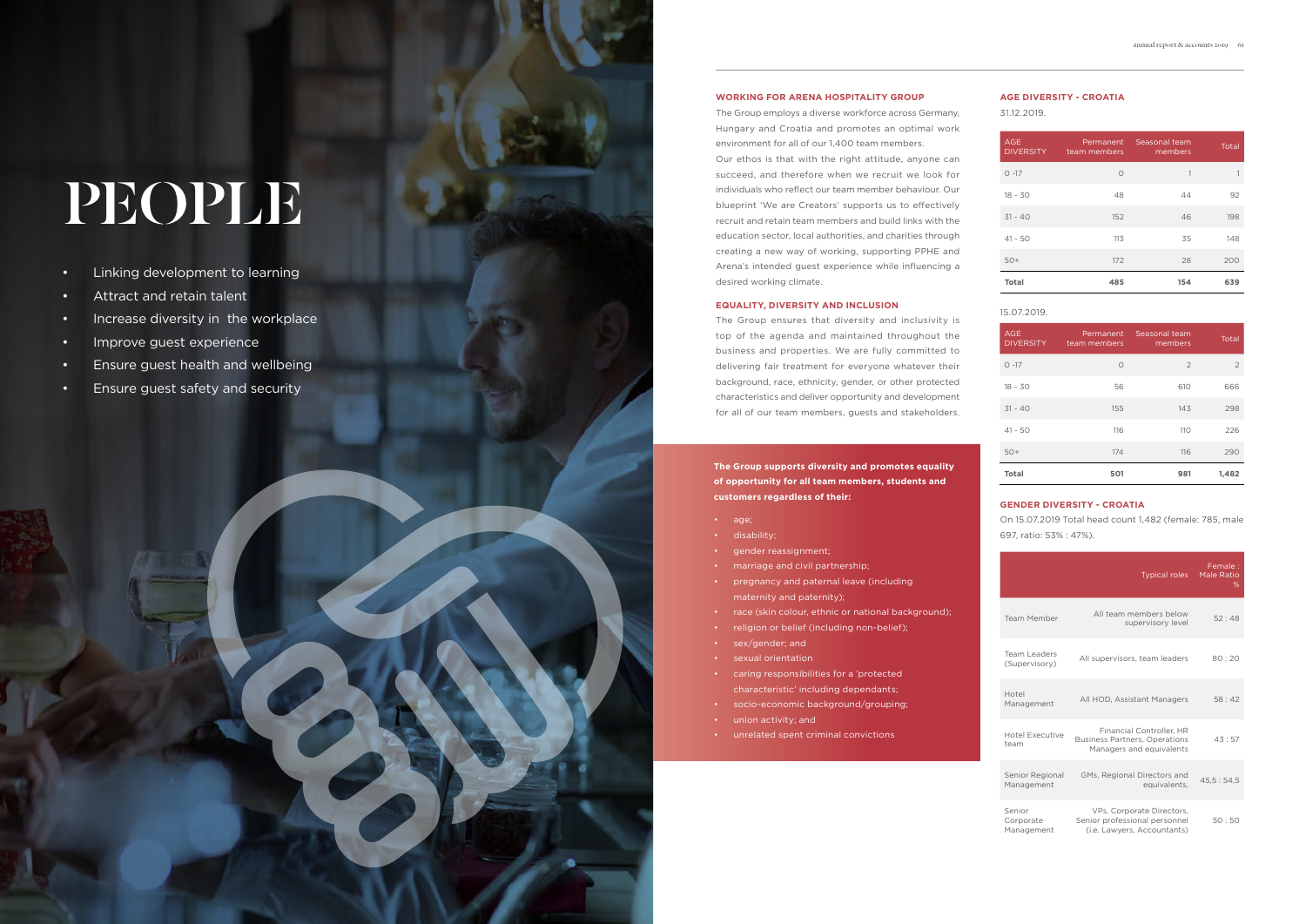# PEOPLE

- Linking development to learning
- Attract and retain talent
- Increase diversity in the workplace
- Improve guest experience
- Ensure guest health and wellbeing
- Ensure guest safety and security

## WORKING FOR ARENA HOSPITALITY GROUP

The Group employs a diverse workforce across Germany, Hungary and Croatia and promotes an optimal work environment for all of our 1,400 team members.

Our ethos is that with the right attitude, anyone can succeed, and therefore when we recruit we look for individuals who reflect our team member behaviour. Our blueprint 'We are Creators' supports us to effectively recruit and retain team members and build links with the education sector, local authorities, and charities through creating a new way of working, supporting PPHE and Arena's intended guest experience while influencing a desired working climate.

## EQUALITY, DIVERSITY AND INCLUSION

The Group ensures that diversity and inclusivity is top of the agenda and maintained throughout the business and properties. We are fully committed to delivering fair treatment for everyone whatever their background, race, ethnicity, gender, or other protected characteristics and deliver opportunity and development for all of our team members, guests and stakeholders.

**The Group supports diversity and promotes equality of opportunity for all team members, students and customers regardless of their:**

- age;
- disability;
- gender reassignment;
- marriage and civil partnership;
- pregnancy and paternal leave (including maternity and paternity);
- race (skin colour, ethnic or national background);
- religion or belief (including non-belief);
- sex/gender; and
- sexual orientation
- caring responsibilities for a 'protected characteristic' including dependants;
- socio-economic background/grouping;
- union activity; and
- unrelated spent criminal convictions

## AGE DIVERSITY - CROATIA

31.12.2019.

| AGE DIVERSITY | Permanent team members | Seasonal team members | Total |
|---|---|---|---|
| 0 -17 | 0 | 1 | 1 |
| 18 - 30 | 48 | 44 | 92 |
| 31 - 40 | 152 | 46 | 198 |
| 41 - 50 | 113 | 35 | 148 |
| 50+ | 172 | 28 | 200 |
| **Total** | **485** | **154** | **639** |

15.07.2019.

| AGE DIVERSITY | Permanent team members | Seasonal team members | Total |
|---|---|---|---|
| 0 -17 | 0 | 2 | 2 |
| 18 - 30 | 56 | 610 | 666 |
| 31 - 40 | 155 | 143 | 298 |
| 41 - 50 | 116 | 110 | 226 |
| 50+ | 174 | 116 | 290 |
| **Total** | **501** | **981** | **1,482** |

## GENDER DIVERSITY - CROATIA

On 15.07.2019 Total head count 1,482 (female: 785, male 697, ratio: 53% : 47%).

| | Typical roles | Female : Male Ratio % |
|---|---|---|
| Team Member | All team members below supervisory level | 52 : 48 |
| Team Leaders (Supervisory) | All supervisors, team leaders | 80 : 20 |
| Hotel Management | All HOD, Assistant Managers | 58 : 42 |
| Hotel Executive team | Financial Controller, HR Business Partners, Operations Managers and equivalents | 43 : 57 |
| Senior Regional Management | GMs, Regional Directors and equivalents, | 45,5 : 54,5 |
| Senior Corporate Management | VPs, Corporate Directors, Senior professional personnel (i.e. Lawyers, Accountants) | 50 : 50 |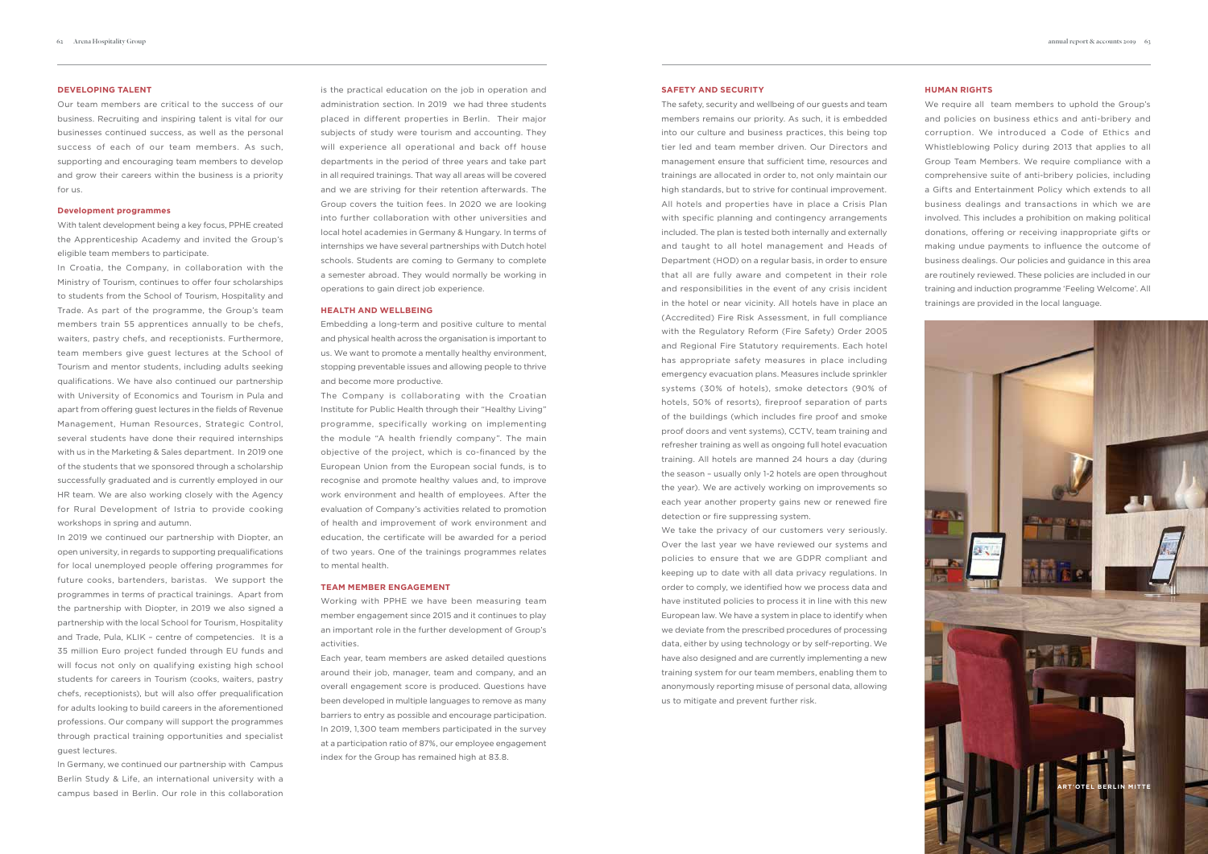## DEVELOPING TALENT

Our team members are critical to the success of our business. Recruiting and inspiring talent is vital for our businesses continued success, as well as the personal success of each of our team members. As such, supporting and encouraging team members to develop and grow their careers within the business is a priority for us.

### Development programmes

With talent development being a key focus, PPHE created the Apprenticeship Academy and invited the Group's eligible team members to participate.

In Croatia, the Company, in collaboration with the Ministry of Tourism, continues to offer four scholarships to students from the School of Tourism, Hospitality and Trade. As part of the programme, the Group's team members train 55 apprentices annually to be chefs, waiters, pastry chefs, and receptionists. Furthermore, team members give guest lectures at the School of Tourism and mentor students, including adults seeking qualifications. We have also continued our partnership with University of Economics and Tourism in Pula and apart from offering guest lectures in the fields of Revenue Management, Human Resources, Strategic Control, several students have done their required internships with us in the Marketing & Sales department. In 2019 one of the students that we sponsored through a scholarship successfully graduated and is currently employed in our HR team. We are also working closely with the Agency for Rural Development of Istria to provide cooking workshops in spring and autumn.

In 2019 we continued our partnership with Diopter, an open university, in regards to supporting prequalifications for local unemployed people offering programmes for future cooks, bartenders, baristas. We support the programmes in terms of practical trainings. Apart from the partnership with Diopter, in 2019 we also signed a partnership with the local School for Tourism, Hospitality and Trade, Pula, KLIK – centre of competencies. It is a 35 million Euro project funded through EU funds and will focus not only on qualifying existing high school students for careers in Tourism (cooks, waiters, pastry chefs, receptionists), but will also offer prequalification for adults looking to build careers in the aforementioned professions. Our company will support the programmes through practical training opportunities and specialist guest lectures.

In Germany, we continued our partnership with Campus Berlin Study & Life, an international university with a campus based in Berlin. Our role in this collaboration is the practical education on the job in operation and administration section. In 2019 we had three students placed in different properties in Berlin. Their major subjects of study were tourism and accounting. They will experience all operational and back off house departments in the period of three years and take part in all required trainings. That way all areas will be covered and we are striving for their retention afterwards. The Group covers the tuition fees. In 2020 we are looking into further collaboration with other universities and local hotel academies in Germany & Hungary. In terms of internships we have several partnerships with Dutch hotel schools. Students are coming to Germany to complete a semester abroad. They would normally be working in operations to gain direct job experience.

## HEALTH AND WELLBEING

Embedding a long-term and positive culture to mental and physical health across the organisation is important to us. We want to promote a mentally healthy environment, stopping preventable issues and allowing people to thrive and become more productive.

The Company is collaborating with the Croatian Institute for Public Health through their "Healthy Living" programme, specifically working on implementing the module "A health friendly company". The main objective of the project, which is co-financed by the European Union from the European social funds, is to recognise and promote healthy values and, to improve work environment and health of employees. After the evaluation of Company's activities related to promotion of health and improvement of work environment and education, the certificate will be awarded for a period of two years. One of the trainings programmes relates to mental health.

## TEAM MEMBER ENGAGEMENT

Working with PPHE we have been measuring team member engagement since 2015 and it continues to play an important role in the further development of Group's activities.

Each year, team members are asked detailed questions around their job, manager, team and company, and an overall engagement score is produced. Questions have been developed in multiple languages to remove as many barriers to entry as possible and encourage participation. In 2019, 1,300 team members participated in the survey at a participation ratio of 87%, our employee engagement index for the Group has remained high at 83.8.

## SAFETY AND SECURITY

The safety, security and wellbeing of our guests and team members remains our priority. As such, it is embedded into our culture and business practices, this being top tier led and team member driven. Our Directors and management ensure that sufficient time, resources and trainings are allocated in order to, not only maintain our high standards, but to strive for continual improvement. All hotels and properties have in place a Crisis Plan with specific planning and contingency arrangements included. The plan is tested both internally and externally and taught to all hotel management and Heads of Department (HOD) on a regular basis, in order to ensure that all are fully aware and competent in their role and responsibilities in the event of any crisis incident in the hotel or near vicinity. All hotels have in place an (Accredited) Fire Risk Assessment, in full compliance with the Regulatory Reform (Fire Safety) Order 2005 and Regional Fire Statutory requirements. Each hotel has appropriate safety measures in place including emergency evacuation plans. Measures include sprinkler systems (30% of hotels), smoke detectors (90% of hotels, 50% of resorts), fireproof separation of parts of the buildings (which includes fire proof and smoke proof doors and vent systems), CCTV, team training and refresher training as well as ongoing full hotel evacuation training. All hotels are manned 24 hours a day (during the season – usually only 1-2 hotels are open throughout the year). We are actively working on improvements so each year another property gains new or renewed fire detection or fire suppressing system.

We take the privacy of our customers very seriously. Over the last year we have reviewed our systems and policies to ensure that we are GDPR compliant and keeping up to date with all data privacy regulations. In order to comply, we identified how we process data and have instituted policies to process it in line with this new European law. We have a system in place to identify when we deviate from the prescribed procedures of processing data, either by using technology or by self-reporting. We have also designed and are currently implementing a new training system for our team members, enabling them to anonymously reporting misuse of personal data, allowing us to mitigate and prevent further risk.

## HUMAN RIGHTS

We require all team members to uphold the Group's and policies on business ethics and anti-bribery and corruption. We introduced a Code of Ethics and Whistleblowing Policy during 2013 that applies to all Group Team Members. We require compliance with a comprehensive suite of anti-bribery policies, including a Gifts and Entertainment Policy which extends to all business dealings and transactions in which we are involved. This includes a prohibition on making political donations, offering or receiving inappropriate gifts or making undue payments to influence the outcome of business dealings. Our policies and guidance in this area are routinely reviewed. These policies are included in our training and induction programme 'Feeling Welcome'. All trainings are provided in the local language.

ART'OTEL BERLIN MITTE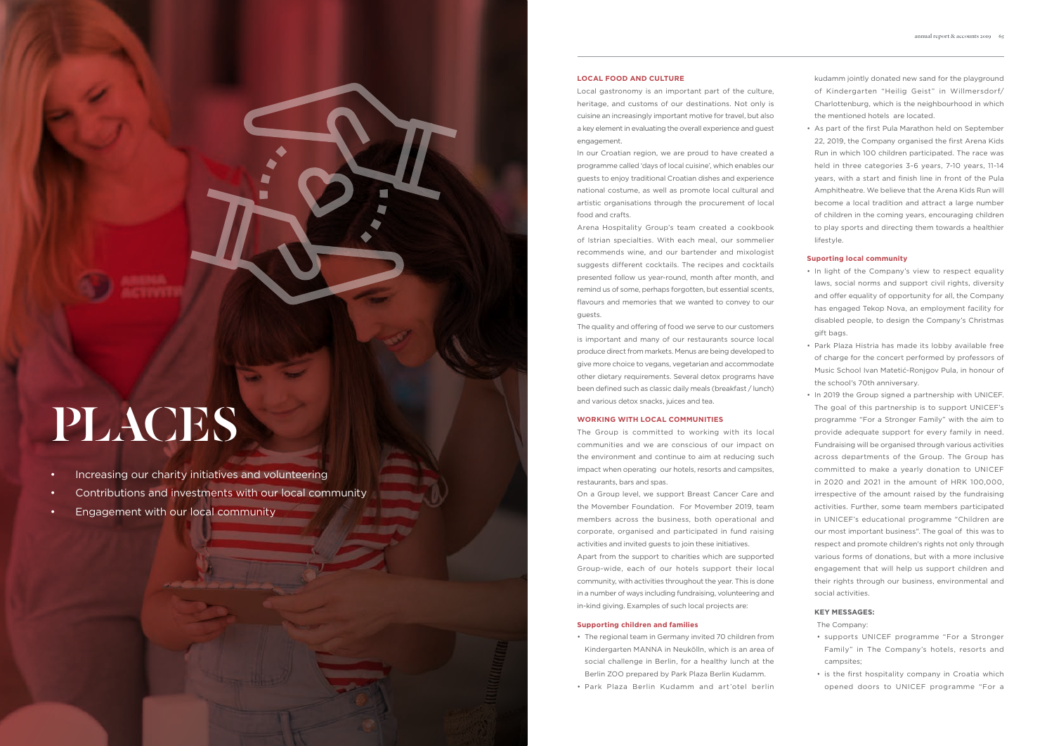# PLACES

- Increasing our charity initiatives and volunteering
- Contributions and investments with our local community
- Engagement with our local community

## LOCAL FOOD AND CULTURE

Local gastronomy is an important part of the culture, heritage, and customs of our destinations. Not only is cuisine an increasingly important motive for travel, but also a key element in evaluating the overall experience and guest engagement.

In our Croatian region, we are proud to have created a programme called 'days of local cuisine', which enables our guests to enjoy traditional Croatian dishes and experience national costume, as well as promote local cultural and artistic organisations through the procurement of local food and crafts.

Arena Hospitality Group's team created a cookbook of Istrian specialties. With each meal, our sommelier recommends wine, and our bartender and mixologist suggests different cocktails. The recipes and cocktails presented follow us year-round, month after month, and remind us of some, perhaps forgotten, but essential scents, flavours and memories that we wanted to convey to our guests.

The quality and offering of food we serve to our customers is important and many of our restaurants source local produce direct from markets. Menus are being developed to give more choice to vegans, vegetarian and accommodate other dietary requirements. Several detox programs have been defined such as classic daily meals (breakfast / lunch) and various detox snacks, juices and tea.

## WORKING WITH LOCAL COMMUNITIES

The Group is committed to working with its local communities and we are conscious of our impact on the environment and continue to aim at reducing such impact when operating our hotels, resorts and campsites, restaurants, bars and spas.

On a Group level, we support Breast Cancer Care and the Movember Foundation. For Movember 2019, team members across the business, both operational and corporate, organised and participated in fund raising activities and invited guests to join these initiatives.

Apart from the support to charities which are supported Group-wide, each of our hotels support their local community, with activities throughout the year. This is done in a number of ways including fundraising, volunteering and in-kind giving. Examples of such local projects are:

### Supporting children and families

- The regional team in Germany invited 70 children from Kindergarten MANNA in Neukölln, which is an area of social challenge in Berlin, for a healthy lunch at the Berlin ZOO prepared by Park Plaza Berlin Kudamm.
- Park Plaza Berlin Kudamm and art'otel berlin kudamm jointly donated new sand for the playground of Kindergarten "Heilig Geist" in Willmersdorf/Charlottenburg, which is the neighbourhood in which the mentioned hotels are located.
- As part of the first Pula Marathon held on September 22, 2019, the Company organised the first Arena Kids Run in which 100 children participated. The race was held in three categories 3-6 years, 7-10 years, 11-14 years, with a start and finish line in front of the Pula Amphitheatre. We believe that the Arena Kids Run will become a local tradition and attract a large number of children in the coming years, encouraging children to play sports and directing them towards a healthier lifestyle.

### Suporting local community

- In light of the Company's view to respect equality laws, social norms and support civil rights, diversity and offer equality of opportunity for all, the Company has engaged Tekop Nova, an employment facility for disabled people, to design the Company's Christmas gift bags.
- Park Plaza Histria has made its lobby available free of charge for the concert performed by professors of Music School Ivan Matetić-Ronjgov Pula, in honour of the school's 70th anniversary.
- In 2019 the Group signed a partnership with UNICEF. The goal of this partnership is to support UNICEF's programme "For a Stronger Family" with the aim to provide adequate support for every family in need. Fundraising will be organised through various activities across departments of the Group. The Group has committed to make a yearly donation to UNICEF in 2020 and 2021 in the amount of HRK 100,000, irrespective of the amount raised by the fundraising activities. Further, some team members participated in UNICEF's educational programme "Children are our most important business". The goal of this was to respect and promote children's rights not only through various forms of donations, but with a more inclusive engagement that will help us support children and their rights through our business, environmental and social activities.

### KEY MESSAGES:

The Company:

- supports UNICEF programme "For a Stronger Family" in The Company's hotels, resorts and campsites;
- is the first hospitality company in Croatia which opened doors to UNICEF programme "For a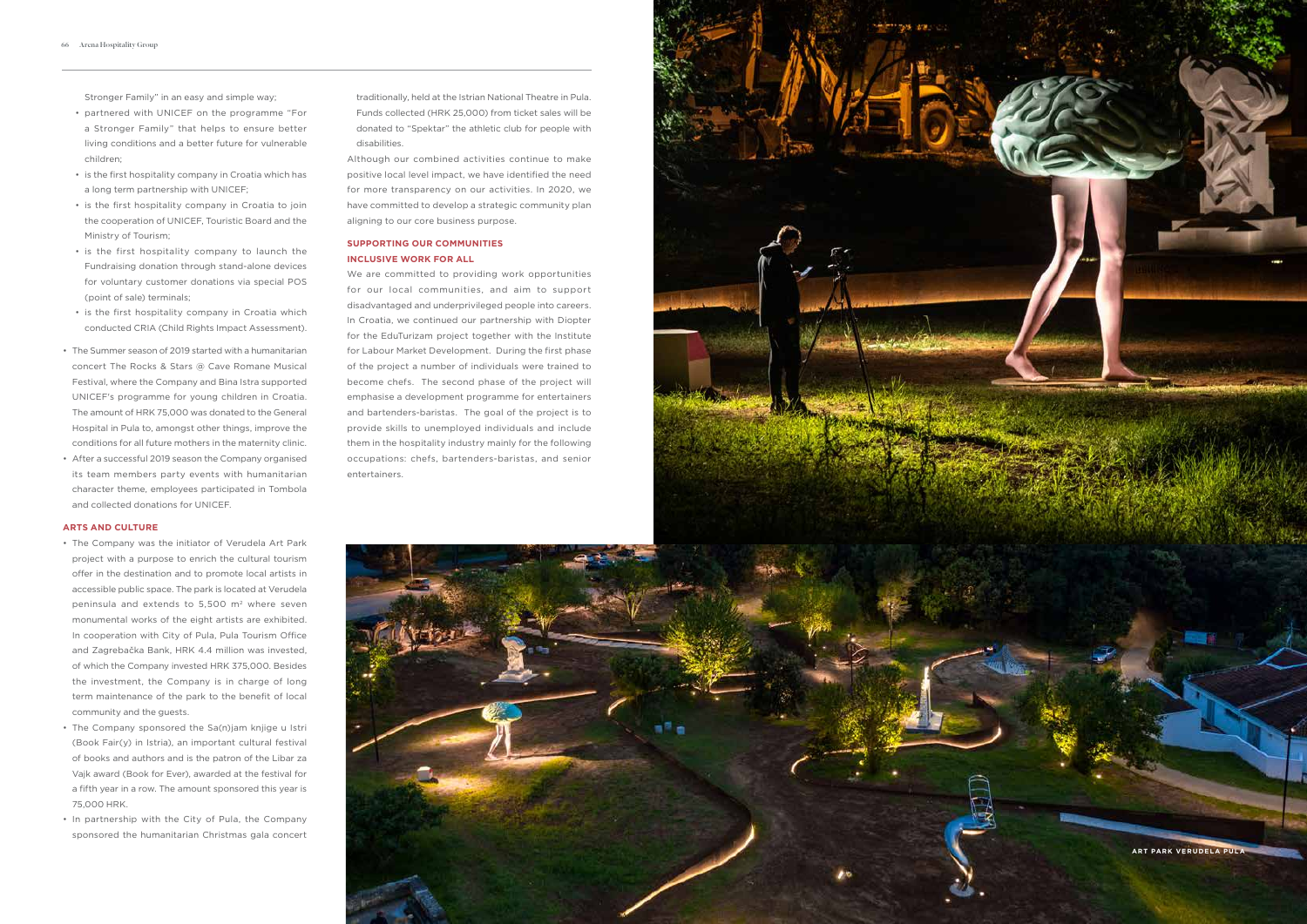Stronger Family" in an easy and simple way;
  - partnered with UNICEF on the programme "For a Stronger Family" that helps to ensure better living conditions and a better future for vulnerable children;
  - is the first hospitality company in Croatia which has a long term partnership with UNICEF;
  - is the first hospitality company in Croatia to join the cooperation of UNICEF, Touristic Board and the Ministry of Tourism;
  - is the first hospitality company to launch the Fundraising donation through stand-alone devices for voluntary customer donations via special POS (point of sale) terminals;
  - is the first hospitality company in Croatia which conducted CRIA (Child Rights Impact Assessment).
- The Summer season of 2019 started with a humanitarian concert The Rocks & Stars @ Cave Romane Musical Festival, where the Company and Bina Istra supported UNICEF's programme for young children in Croatia. The amount of HRK 75,000 was donated to the General Hospital in Pula to, amongst other things, improve the conditions for all future mothers in the maternity clinic.
- After a successful 2019 season the Company organised its team members party events with humanitarian character theme, employees participated in Tombola and collected donations for UNICEF.

**ARTS AND CULTURE**

- The Company was the initiator of Verudela Art Park project with a purpose to enrich the cultural tourism offer in the destination and to promote local artists in accessible public space. The park is located at Verudela peninsula and extends to 5,500 m² where seven monumental works of the eight artists are exhibited. In cooperation with City of Pula, Pula Tourism Office and Zagrebačka Bank, HRK 4.4 million was invested, of which the Company invested HRK 375,000. Besides the investment, the Company is in charge of long term maintenance of the park to the benefit of local community and the guests.
- The Company sponsored the Sa(n)jam knjige u Istri (Book Fair(y) in Istria), an important cultural festival of books and authors and is the patron of the Libar za Vajk award (Book for Ever), awarded at the festival for a fifth year in a row. The amount sponsored this year is 75,000 HRK.
- In partnership with the City of Pula, the Company sponsored the humanitarian Christmas gala concert traditionally, held at the Istrian National Theatre in Pula. Funds collected (HRK 25,000) from ticket sales will be donated to "Spektar" the athletic club for people with disabilities.

Although our combined activities continue to make positive local level impact, we have identified the need for more transparency on our activities. In 2020, we have committed to develop a strategic community plan aligning to our core business purpose.

**SUPPORTING OUR COMMUNITIES**

**INCLUSIVE WORK FOR ALL**

We are committed to providing work opportunities for our local communities, and aim to support disadvantaged and underprivileged people into careers. In Croatia, we continued our partnership with Diopter for the EduTurizam project together with the Institute for Labour Market Development. During the first phase of the project a number of individuals were trained to become chefs. The second phase of the project will emphasise a development programme for entertainers and bartenders-baristas. The goal of the project is to provide skills to unemployed individuals and include them in the hospitality industry mainly for the following occupations: chefs, bartenders-baristas, and senior entertainers.

ART PARK VERUDELA PULA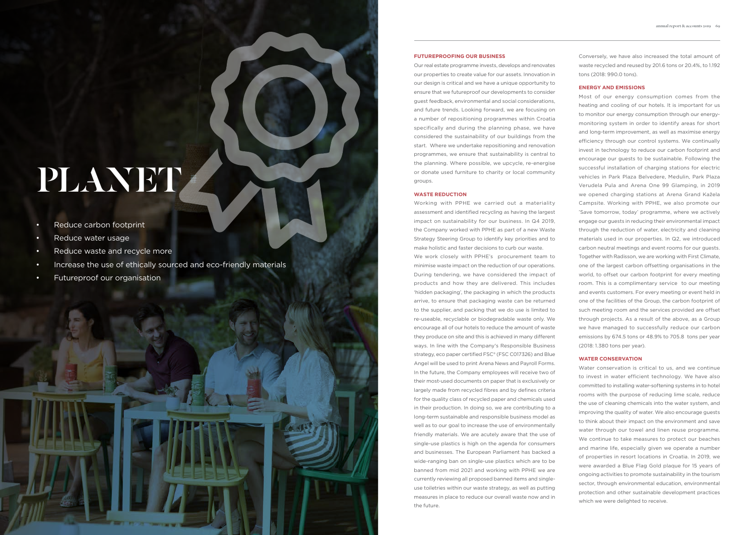# PLANET

- Reduce carbon footprint
- Reduce water usage
- Reduce waste and recycle more
- Increase the use of ethically sourced and eco-friendly materials
- Futureproof our organisation

### FUTUREPROOFING OUR BUSINESS

Our real estate programme invests, develops and renovates our properties to create value for our assets. Innovation in our design is critical and we have a unique opportunity to ensure that we futureproof our developments to consider guest feedback, environmental and social considerations, and future trends. Looking forward, we are focusing on a number of repositioning programmes within Croatia specifically and during the planning phase, we have considered the sustainability of our buildings from the start. Where we undertake repositioning and renovation programmes, we ensure that sustainability is central to the planning. Where possible, we upcycle, re-energise or donate used furniture to charity or local community groups.

### WASTE REDUCTION

Working with PPHE we carried out a materiality assessment and identified recycling as having the largest impact on sustainability for our business. In Q4 2019, the Company worked with PPHE as part of a new Waste Strategy Steering Group to identify key priorities and to make holistic and faster decisions to curb our waste.

We work closely with PPHE's procurement team to minimise waste impact on the reduction of our operations. During tendering, we have considered the impact of products and how they are delivered. This includes 'hidden packaging', the packaging in which the products arrive, to ensure that packaging waste can be returned to the supplier, and packing that we do use is limited to re-useable, recyclable or biodegradable waste only. We encourage all of our hotels to reduce the amount of waste they produce on site and this is achieved in many different ways. In line with the Company's Responsible Business strategy, eco paper certified FSC® (FSC C017326) and Blue Angel will be used to print Arena News and Payroll Forms. In the future, the Company employees will receive two of their most-used documents on paper that is exclusively or largely made from recycled fibres and by defines criteria for the quality class of recycled paper and chemicals used in their production. In doing so, we are contributing to a long-term sustainable and responsible business model as well as to our goal to increase the use of environmentally friendly materials. We are acutely aware that the use of single-use plastics is high on the agenda for consumers and businesses. The European Parliament has backed a wide-ranging ban on single-use plastics which are to be banned from mid 2021 and working with PPHE we are currently reviewing all proposed banned items and single-use toiletries within our waste strategy, as well as putting measures in place to reduce our overall waste now and in the future.

Conversely, we have also increased the total amount of waste recycled and reused by 201.6 tons or 20.4%, to 1.192 tons (2018: 990.0 tons).

### ENERGY AND EMISSIONS

Most of our energy consumption comes from the heating and cooling of our hotels. It is important for us to monitor our energy consumption through our energy-monitoring system in order to identify areas for short and long-term improvement, as well as maximise energy efficiency through our control systems. We continually invest in technology to reduce our carbon footprint and encourage our guests to be sustainable. Following the successful installation of charging stations for electric vehicles in Park Plaza Belvedere, Medulin, Park Plaza Verudela Pula and Arena One 99 Glamping, in 2019 we opened charging stations at Arena Grand Kažela Campsite. Working with PPHE, we also promote our 'Save tomorrow, today' programme, where we actively engage our guests in reducing their environmental impact through the reduction of water, electricity and cleaning materials used in our properties. In Q2, we introduced carbon neutral meetings and event rooms for our guests. Together with Radisson, we are working with First Climate, one of the largest carbon offsetting organisations in the world, to offset our carbon footprint for every meeting room. This is a complimentary service to our meeting and events customers. For every meeting or event held in one of the facilities of the Group, the carbon footprint of such meeting room and the services provided are offset through projects. As a result of the above, as a Group we have managed to successfully reduce our carbon emissions by 674.5 tons or 48.9% to 705.8 tons per year (2018: 1.380 tons per year).

### WATER CONSERVATION

Water conservation is critical to us, and we continue to invest in water efficient technology. We have also committed to installing water-softening systems in to hotel rooms with the purpose of reducing lime scale, reduce the use of cleaning chemicals into the water system, and improving the quality of water. We also encourage guests to think about their impact on the environment and save water through our towel and linen reuse programme. We continue to take measures to protect our beaches and marine life, especially given we operate a number of properties in resort locations in Croatia. In 2019, we were awarded a Blue Flag Gold plaque for 15 years of ongoing activities to promote sustainability in the tourism sector, through environmental education, environmental protection and other sustainable development practices which we were delighted to receive.